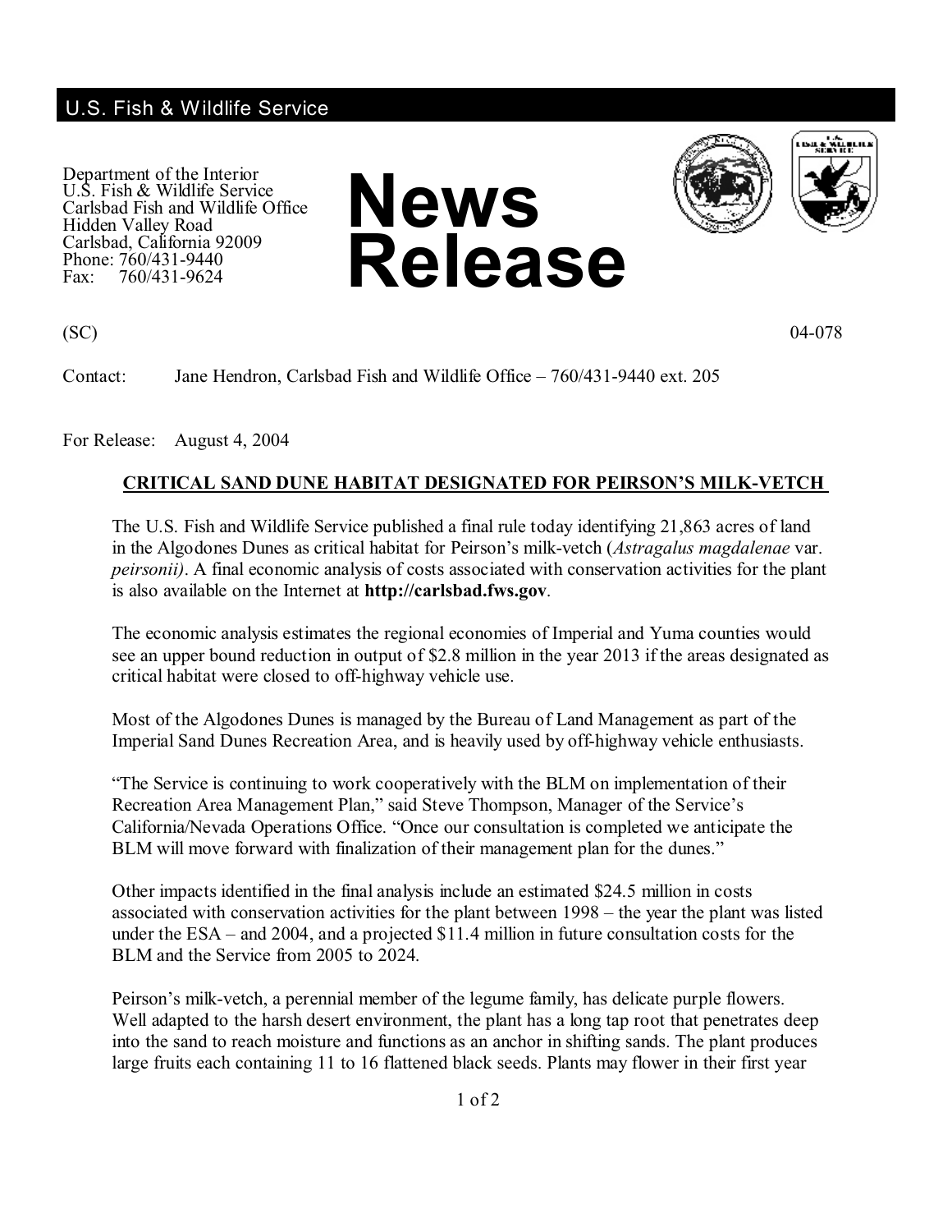U.S. Fish & Wildlife Service

Department of the Interior
U.S. Fish & Wildlife Service
Carlsbad Fish and Wildlife Office
Hidden Valley Road
Carlsbad, California 92009
Phone: 760/431-9440
Fax: 760/431-9624

# News Release

(SC) 04-078

Contact: Jane Hendron, Carlsbad Fish and Wildlife Office – 760/431-9440 ext. 205

For Release: August 4, 2004

## CRITICAL SAND DUNE HABITAT DESIGNATED FOR PEIRSON'S MILK-VETCH

The U.S. Fish and Wildlife Service published a final rule today identifying 21,863 acres of land in the Algodones Dunes as critical habitat for Peirson's milk-vetch (*Astragalus magdalenae* var. *peirsonii)*. A final economic analysis of costs associated with conservation activities for the plant is also available on the Internet at **http://carlsbad.fws.gov**.

The economic analysis estimates the regional economies of Imperial and Yuma counties would see an upper bound reduction in output of $2.8 million in the year 2013 if the areas designated as critical habitat were closed to off-highway vehicle use.

Most of the Algodones Dunes is managed by the Bureau of Land Management as part of the Imperial Sand Dunes Recreation Area, and is heavily used by off-highway vehicle enthusiasts.

"The Service is continuing to work cooperatively with the BLM on implementation of their Recreation Area Management Plan," said Steve Thompson, Manager of the Service's California/Nevada Operations Office. "Once our consultation is completed we anticipate the BLM will move forward with finalization of their management plan for the dunes."

Other impacts identified in the final analysis include an estimated $24.5 million in costs associated with conservation activities for the plant between 1998 – the year the plant was listed under the ESA – and 2004, and a projected $11.4 million in future consultation costs for the BLM and the Service from 2005 to 2024.

Peirson's milk-vetch, a perennial member of the legume family, has delicate purple flowers. Well adapted to the harsh desert environment, the plant has a long tap root that penetrates deep into the sand to reach moisture and functions as an anchor in shifting sands. The plant produces large fruits each containing 11 to 16 flattened black seeds. Plants may flower in their first year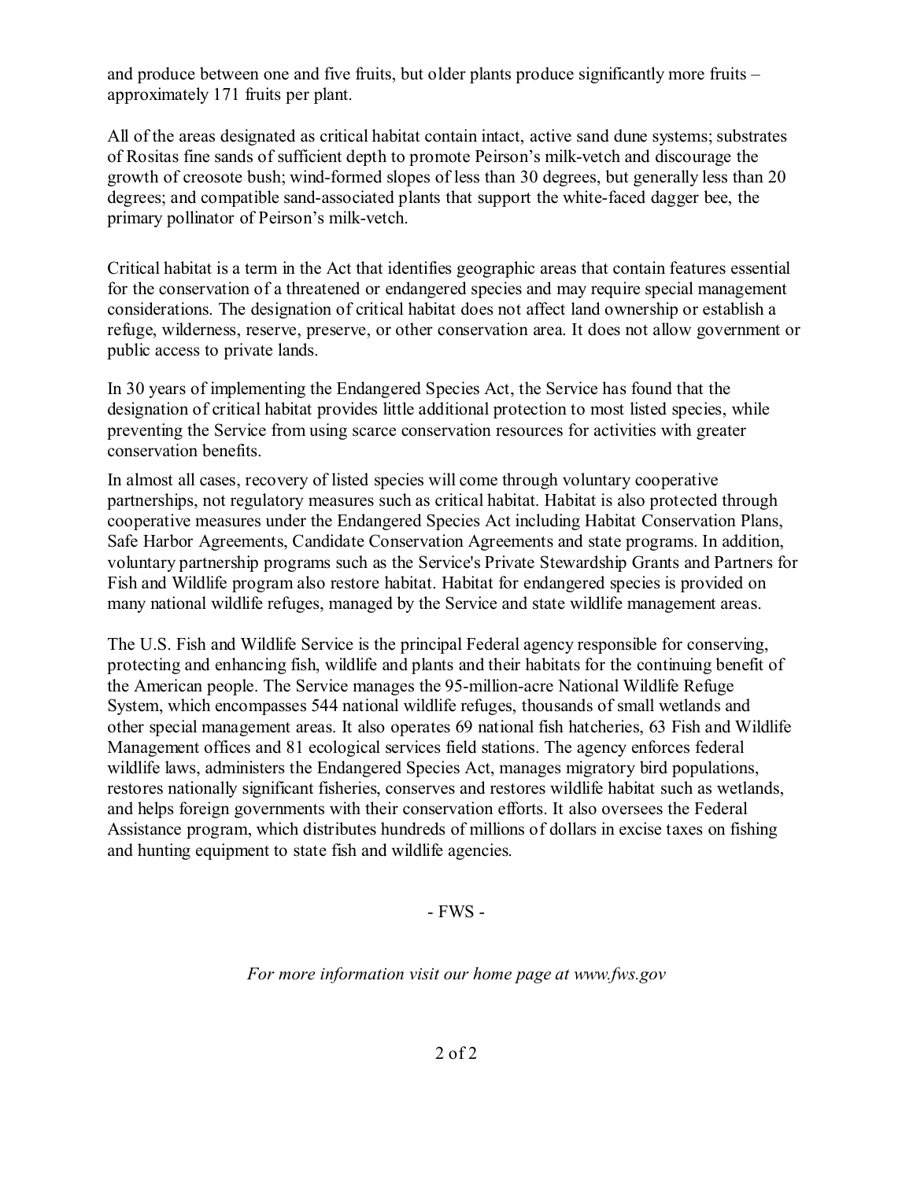and produce between one and five fruits, but older plants produce significantly more fruits – approximately 171 fruits per plant.

All of the areas designated as critical habitat contain intact, active sand dune systems; substrates of Rositas fine sands of sufficient depth to promote Peirson's milk-vetch and discourage the growth of creosote bush; wind-formed slopes of less than 30 degrees, but generally less than 20 degrees; and compatible sand-associated plants that support the white-faced dagger bee, the primary pollinator of Peirson's milk-vetch.

Critical habitat is a term in the Act that identifies geographic areas that contain features essential for the conservation of a threatened or endangered species and may require special management considerations. The designation of critical habitat does not affect land ownership or establish a refuge, wilderness, reserve, preserve, or other conservation area. It does not allow government or public access to private lands.

In 30 years of implementing the Endangered Species Act, the Service has found that the designation of critical habitat provides little additional protection to most listed species, while preventing the Service from using scarce conservation resources for activities with greater conservation benefits.

In almost all cases, recovery of listed species will come through voluntary cooperative partnerships, not regulatory measures such as critical habitat. Habitat is also protected through cooperative measures under the Endangered Species Act including Habitat Conservation Plans, Safe Harbor Agreements, Candidate Conservation Agreements and state programs. In addition, voluntary partnership programs such as the Service's Private Stewardship Grants and Partners for Fish and Wildlife program also restore habitat. Habitat for endangered species is provided on many national wildlife refuges, managed by the Service and state wildlife management areas.

The U.S. Fish and Wildlife Service is the principal Federal agency responsible for conserving, protecting and enhancing fish, wildlife and plants and their habitats for the continuing benefit of the American people. The Service manages the 95-million-acre National Wildlife Refuge System, which encompasses 544 national wildlife refuges, thousands of small wetlands and other special management areas. It also operates 69 national fish hatcheries, 63 Fish and Wildlife Management offices and 81 ecological services field stations. The agency enforces federal wildlife laws, administers the Endangered Species Act, manages migratory bird populations, restores nationally significant fisheries, conserves and restores wildlife habitat such as wetlands, and helps foreign governments with their conservation efforts. It also oversees the Federal Assistance program, which distributes hundreds of millions of dollars in excise taxes on fishing and hunting equipment to state fish and wildlife agencies.

- FWS -

*For more information visit our home page at www.fws.gov*